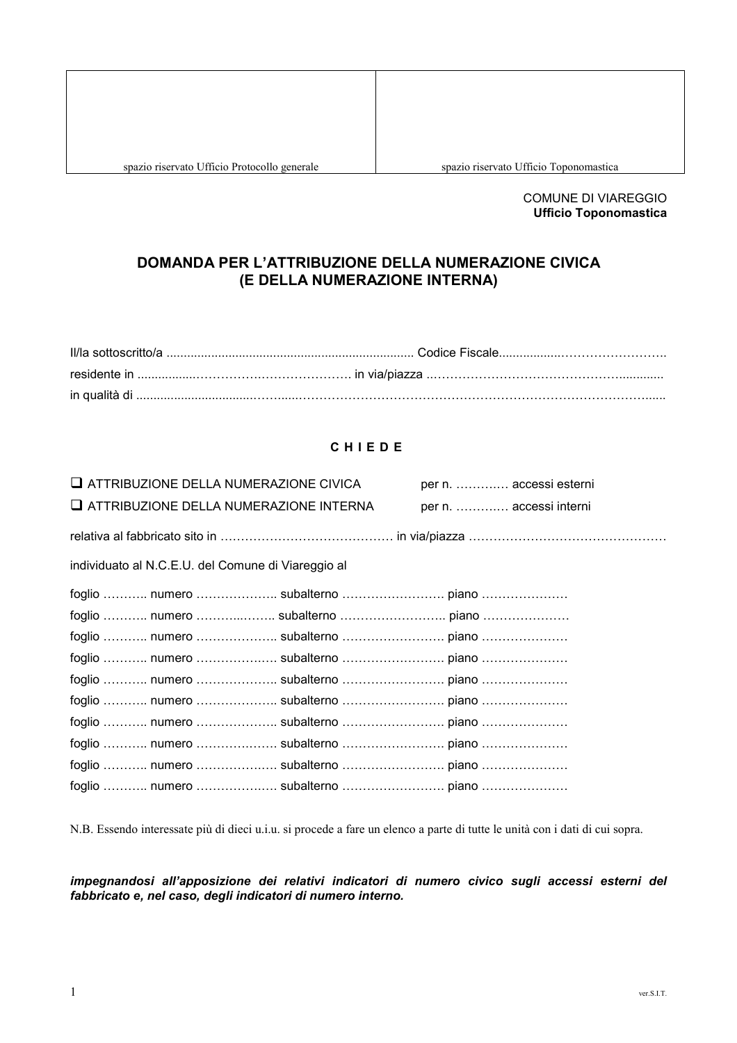| spazio riservato Ufficio Protocollo generale | spazio riservato Ufficio Toponomastica |
| --- | --- |

COMUNE DI VIAREGGIO
**Ufficio Toponomastica**

## DOMANDA PER L'ATTRIBUZIONE DELLA NUMERAZIONE CIVICA (E DELLA NUMERAZIONE INTERNA)

Il/la sottoscritto/a ........................................................................ Codice Fiscale.................……………………. 
residente in ................………………….………………. in via/piazza ..………………………………………............ 
in qualità di .................................………......……………………………………………………………………......

### C H I E D E

❑ ATTRIBUZIONE DELLA NUMERAZIONE CIVICA per n. ……….… accessi esterni
❑ ATTRIBUZIONE DELLA NUMERAZIONE INTERNA per n. ……….… accessi interni

relativa al fabbricato sito in …………………………………… in via/piazza …………………………………………

individuato al N.C.E.U. del Comune di Viareggio al

foglio ……….. numero ……………….. subalterno ……………………. piano …………………
foglio ……….. numero ………..…….. subalterno …………………….. piano …………………
foglio ……….. numero ……………….. subalterno ……………………. piano …………………
foglio ……….. numero ……………….. subalterno ……………………. piano …………………
foglio ……….. numero ……………….. subalterno ……………………. piano …………………
foglio ……….. numero ……………….. subalterno ……………………. piano …………………
foglio ……….. numero ……………….. subalterno ……………………. piano …………………
foglio ……….. numero ……………….. subalterno ……………………. piano …………………
foglio ……….. numero ……………….. subalterno ……………………. piano …………………
foglio ……….. numero ……………….. subalterno ……………………. piano …………………

N.B. Essendo interessate più di dieci u.i.u. si procede a fare un elenco a parte di tutte le unità con i dati di cui sopra.

***impegnandosi all'apposizione dei relativi indicatori di numero civico sugli accessi esterni del fabbricato e, nel caso, degli indicatori di numero interno.***

ver.S.I.T.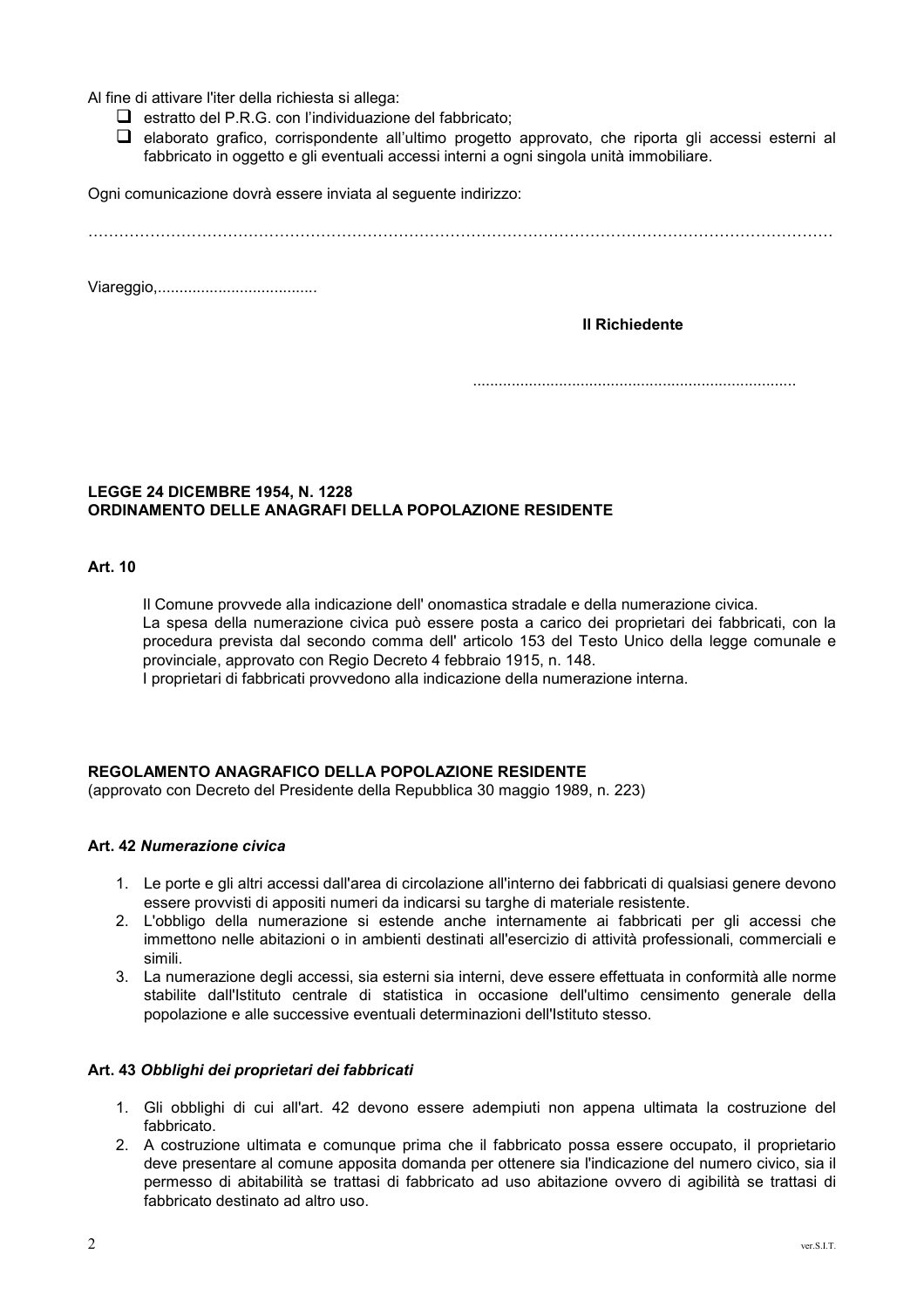Al fine di attivare l'iter della richiesta si allega:

- ❑ estratto del P.R.G. con l'individuazione del fabbricato;
- ❑ elaborato grafico, corrispondente all'ultimo progetto approvato, che riporta gli accessi esterni al fabbricato in oggetto e gli eventuali accessi interni a ogni singola unità immobiliare.

Ogni comunicazione dovrà essere inviata al seguente indirizzo:

…………………………………………………………………………………………………………………………

Viareggio,.....................................

**Il Richiedente**

..........................................................................

**LEGGE 24 DICEMBRE 1954, N. 1228**
**ORDINAMENTO DELLE ANAGRAFI DELLA POPOLAZIONE RESIDENTE**

**Art. 10**

Il Comune provvede alla indicazione dell' onomastica stradale e della numerazione civica.
La spesa della numerazione civica può essere posta a carico dei proprietari dei fabbricati, con la procedura prevista dal secondo comma dell' articolo 153 del Testo Unico della legge comunale e provinciale, approvato con Regio Decreto 4 febbraio 1915, n. 148.
I proprietari di fabbricati provvedono alla indicazione della numerazione interna.

**REGOLAMENTO ANAGRAFICO DELLA POPOLAZIONE RESIDENTE**
(approvato con Decreto del Presidente della Repubblica 30 maggio 1989, n. 223)

**Art. 42** ***Numerazione civica***

1. Le porte e gli altri accessi dall'area di circolazione all'interno dei fabbricati di qualsiasi genere devono essere provvisti di appositi numeri da indicarsi su targhe di materiale resistente.
2. L'obbligo della numerazione si estende anche internamente ai fabbricati per gli accessi che immettono nelle abitazioni o in ambienti destinati all'esercizio di attività professionali, commerciali e simili.
3. La numerazione degli accessi, sia esterni sia interni, deve essere effettuata in conformità alle norme stabilite dall'Istituto centrale di statistica in occasione dell'ultimo censimento generale della popolazione e alle successive eventuali determinazioni dell'Istituto stesso.

**Art. 43** ***Obblighi dei proprietari dei fabbricati***

1. Gli obblighi di cui all'art. 42 devono essere adempiuti non appena ultimata la costruzione del fabbricato.
2. A costruzione ultimata e comunque prima che il fabbricato possa essere occupato, il proprietario deve presentare al comune apposita domanda per ottenere sia l'indicazione del numero civico, sia il permesso di abitabilità se trattasi di fabbricato ad uso abitazione ovvero di agibilità se trattasi di fabbricato destinato ad altro uso.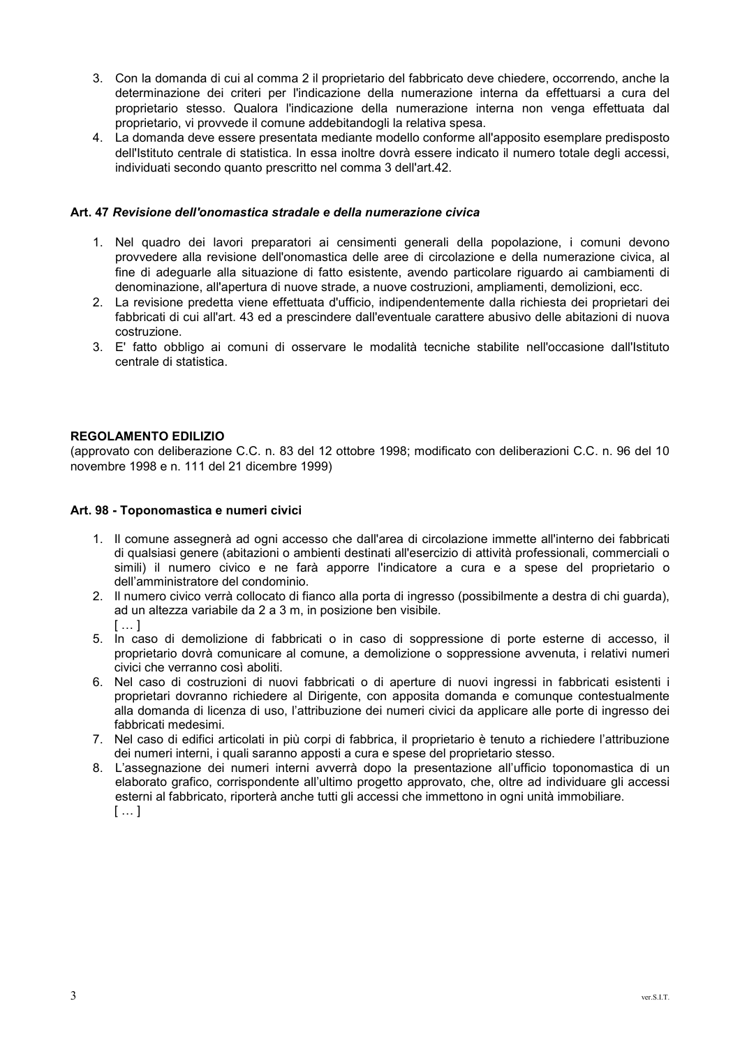3. Con la domanda di cui al comma 2 il proprietario del fabbricato deve chiedere, occorrendo, anche la determinazione dei criteri per l'indicazione della numerazione interna da effettuarsi a cura del proprietario stesso. Qualora l'indicazione della numerazione interna non venga effettuata dal proprietario, vi provvede il comune addebitandogli la relativa spesa.
4. La domanda deve essere presentata mediante modello conforme all'apposito esemplare predisposto dell'Istituto centrale di statistica. In essa inoltre dovrà essere indicato il numero totale degli accessi, individuati secondo quanto prescritto nel comma 3 dell'art.42.

### Art. 47 *Revisione dell'onomastica stradale e della numerazione civica*

1. Nel quadro dei lavori preparatori ai censimenti generali della popolazione, i comuni devono provvedere alla revisione dell'onomastica delle aree di circolazione e della numerazione civica, al fine di adeguarle alla situazione di fatto esistente, avendo particolare riguardo ai cambiamenti di denominazione, all'apertura di nuove strade, a nuove costruzioni, ampliamenti, demolizioni, ecc.
2. La revisione predetta viene effettuata d'ufficio, indipendentemente dalla richiesta dei proprietari dei fabbricati di cui all'art. 43 ed a prescindere dall'eventuale carattere abusivo delle abitazioni di nuova costruzione.
3. E' fatto obbligo ai comuni di osservare le modalità tecniche stabilite nell'occasione dall'Istituto centrale di statistica.

## REGOLAMENTO EDILIZIO

(approvato con deliberazione C.C. n. 83 del 12 ottobre 1998; modificato con deliberazioni C.C. n. 96 del 10 novembre 1998 e n. 111 del 21 dicembre 1999)

### Art. 98 - Toponomastica e numeri civici

1. Il comune assegnerà ad ogni accesso che dall'area di circolazione immette all'interno dei fabbricati di qualsiasi genere (abitazioni o ambienti destinati all'esercizio di attività professionali, commerciali o simili) il numero civico e ne farà apporre l'indicatore a cura e a spese del proprietario o dell'amministratore del condominio.
2. Il numero civico verrà collocato di fianco alla porta di ingresso (possibilmente a destra di chi guarda), ad un altezza variabile da 2 a 3 m, in posizione ben visibile.
   [ … ]
5. In caso di demolizione di fabbricati o in caso di soppressione di porte esterne di accesso, il proprietario dovrà comunicare al comune, a demolizione o soppressione avvenuta, i relativi numeri civici che verranno così aboliti.
6. Nel caso di costruzioni di nuovi fabbricati o di aperture di nuovi ingressi in fabbricati esistenti i proprietari dovranno richiedere al Dirigente, con apposita domanda e comunque contestualmente alla domanda di licenza di uso, l'attribuzione dei numeri civici da applicare alle porte di ingresso dei fabbricati medesimi.
7. Nel caso di edifici articolati in più corpi di fabbrica, il proprietario è tenuto a richiedere l'attribuzione dei numeri interni, i quali saranno apposti a cura e spese del proprietario stesso.
8. L'assegnazione dei numeri interni avverrà dopo la presentazione all'ufficio toponomastica di un elaborato grafico, corrispondente all'ultimo progetto approvato, che, oltre ad individuare gli accessi esterni al fabbricato, riporterà anche tutti gli accessi che immettono in ogni unità immobiliare.
   [ … ]